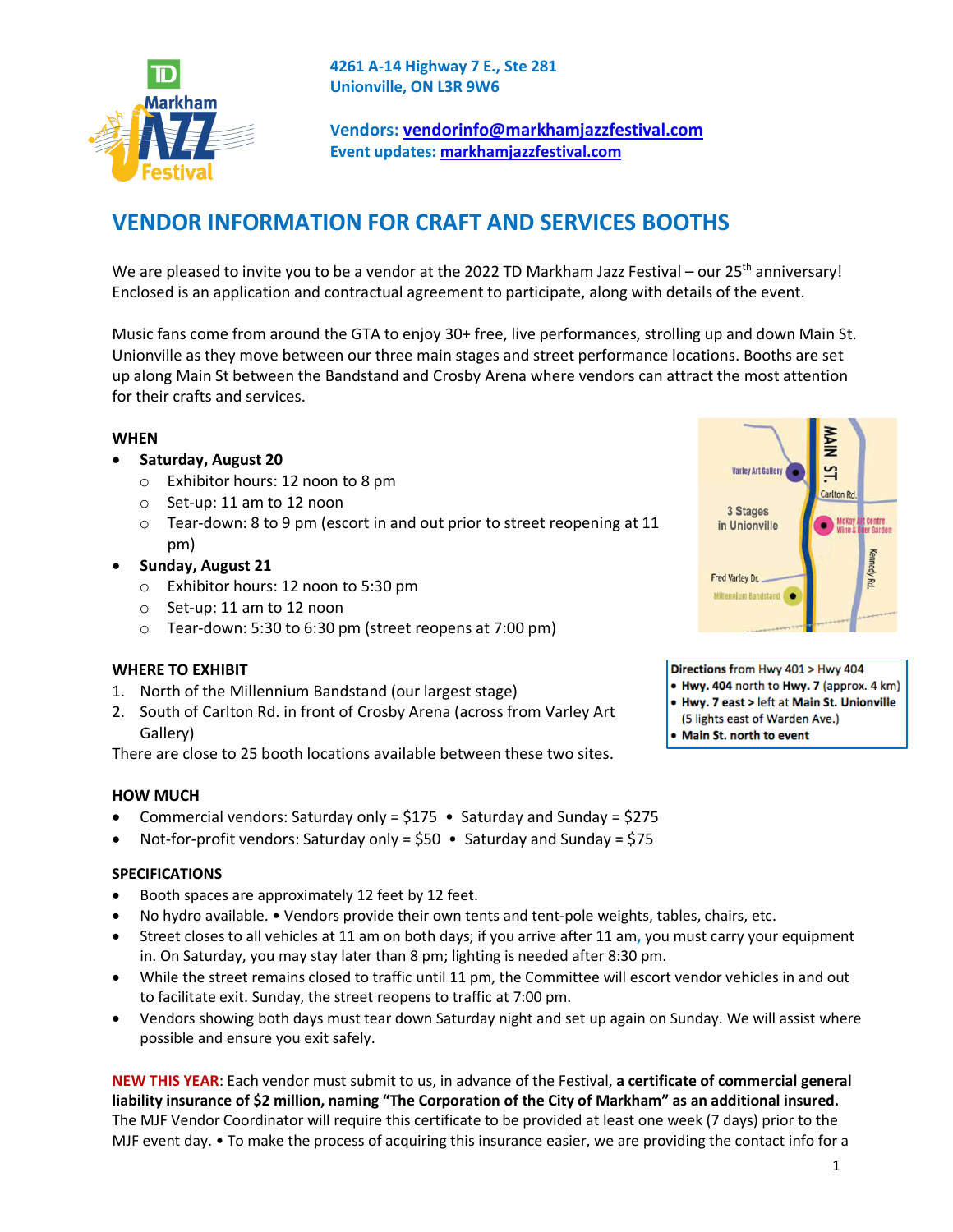4261 A-14 Highway 7 E., Ste 281
Unionville, ON L3R 9W6

**Vendors:** vendorinfo@markhamjazzfestival.com
**Event updates:** markhamjazzfestival.com

# VENDOR INFORMATION FOR CRAFT AND SERVICES BOOTHS

We are pleased to invite you to be a vendor at the 2022 TD Markham Jazz Festival – our 25th anniversary! Enclosed is an application and contractual agreement to participate, along with details of the event.

Music fans come from around the GTA to enjoy 30+ free, live performances, strolling up and down Main St. Unionville as they move between our three main stages and street performance locations. Booths are set up along Main St between the Bandstand and Crosby Arena where vendors can attract the most attention for their crafts and services.

### WHEN

- **Saturday, August 20**
  - Exhibitor hours: 12 noon to 8 pm
  - Set-up: 11 am to 12 noon
  - Tear-down: 8 to 9 pm (escort in and out prior to street reopening at 11 pm)
- **Sunday, August 21**
  - Exhibitor hours: 12 noon to 5:30 pm
  - Set-up: 11 am to 12 noon
  - Tear-down: 5:30 to 6:30 pm (street reopens at 7:00 pm)

### WHERE TO EXHIBIT

1. North of the Millennium Bandstand (our largest stage)
2. South of Carlton Rd. in front of Crosby Arena (across from Varley Art Gallery)

There are close to 25 booth locations available between these two sites.

**Directions** from Hwy 401 > Hwy 404
- **Hwy. 404** north to **Hwy. 7** (approx. 4 km)
- **Hwy. 7 east >** left at **Main St. Unionville** (5 lights east of Warden Ave.)
- **Main St. north to event**

### HOW MUCH

- Commercial vendors: Saturday only = $175 • Saturday and Sunday = $275
- Not-for-profit vendors: Saturday only = $50 • Saturday and Sunday = $75

### SPECIFICATIONS

- Booth spaces are approximately 12 feet by 12 feet.
- No hydro available. • Vendors provide their own tents and tent-pole weights, tables, chairs, etc.
- Street closes to all vehicles at 11 am on both days; if you arrive after 11 am, you must carry your equipment in. On Saturday, you may stay later than 8 pm; lighting is needed after 8:30 pm.
- While the street remains closed to traffic until 11 pm, the Committee will escort vendor vehicles in and out to facilitate exit. Sunday, the street reopens to traffic at 7:00 pm.
- Vendors showing both days must tear down Saturday night and set up again on Sunday. We will assist where possible and ensure you exit safely.

**NEW THIS YEAR**: Each vendor must submit to us, in advance of the Festival, **a certificate of commercial general liability insurance of $2 million, naming "The Corporation of the City of Markham" as an additional insured.** The MJF Vendor Coordinator will require this certificate to be provided at least one week (7 days) prior to the MJF event day. • To make the process of acquiring this insurance easier, we are providing the contact info for a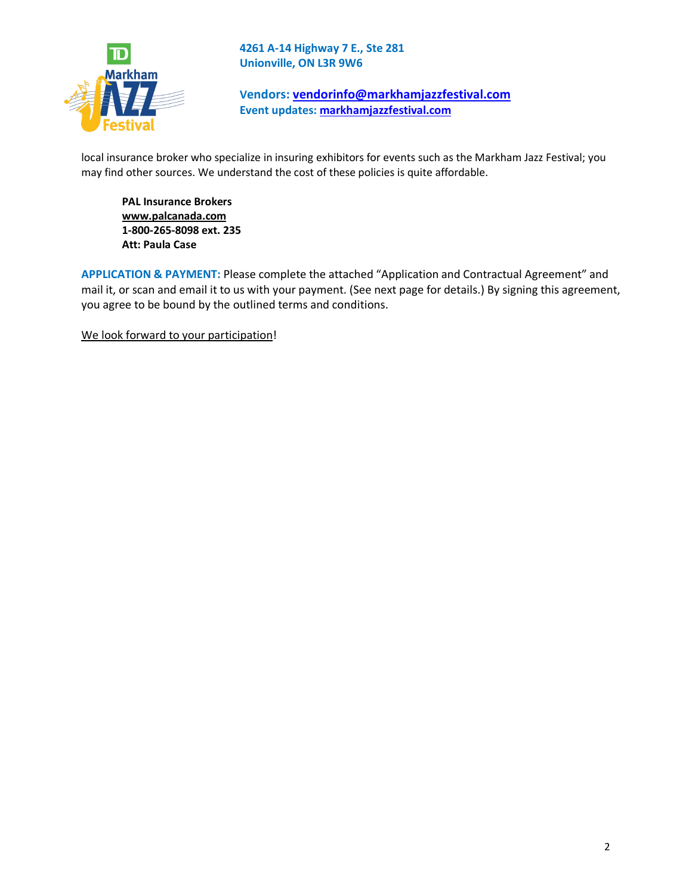4261 A-14 Highway 7 E., Ste 281
Unionville, ON L3R 9W6

**Vendors:** vendorinfo@markhamjazzfestival.com
**Event updates:** markhamjazzfestival.com

local insurance broker who specialize in insuring exhibitors for events such as the Markham Jazz Festival; you may find other sources. We understand the cost of these policies is quite affordable.

> **PAL Insurance Brokers**
> **www.palcanada.com**
> **1-800-265-8098 ext. 235**
> **Att: Paula Case**

**APPLICATION & PAYMENT:** Please complete the attached "Application and Contractual Agreement" and mail it, or scan and email it to us with your payment. (See next page for details.) By signing this agreement, you agree to be bound by the outlined terms and conditions.

We look forward to your participation!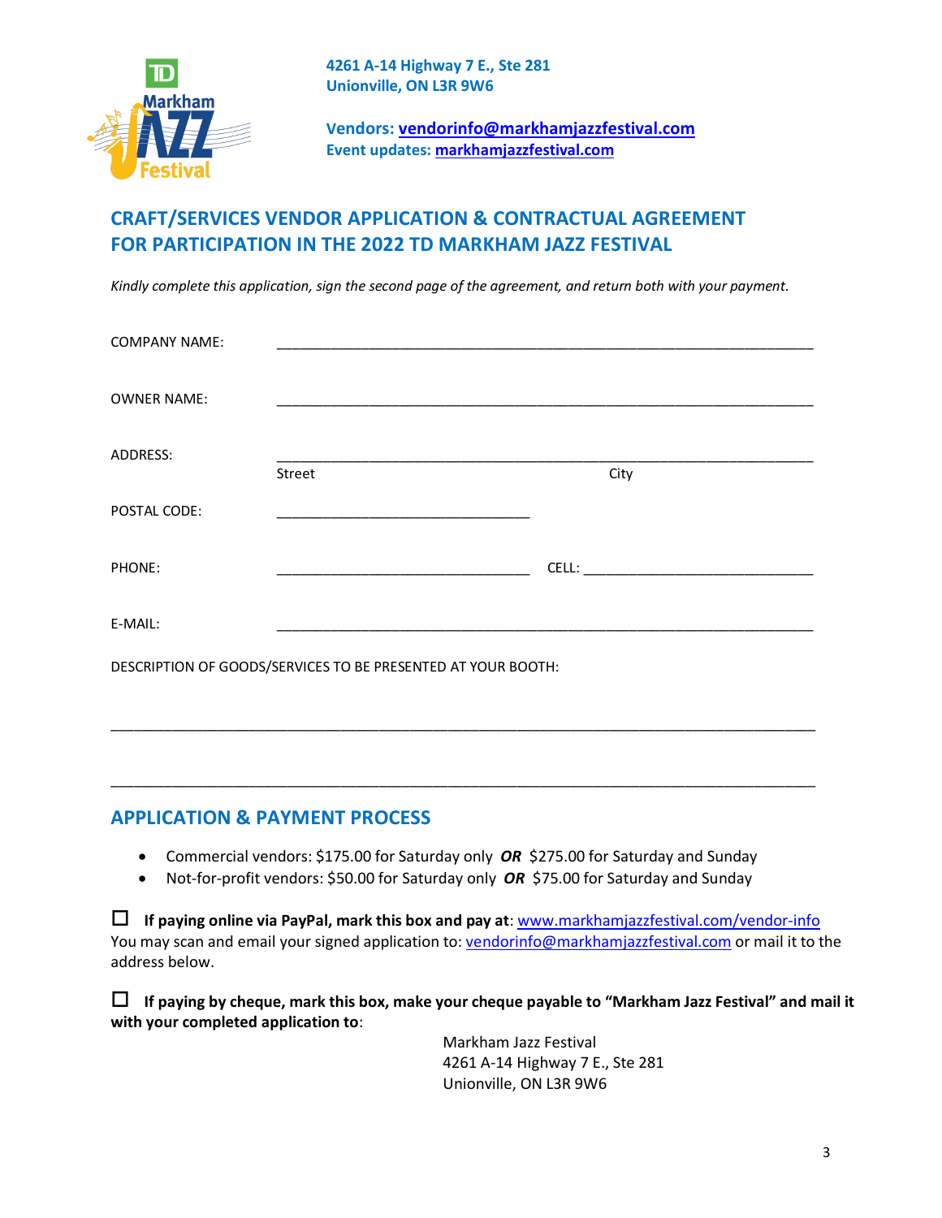4261 A-14 Highway 7 E., Ste 281
Unionville, ON L3R 9W6

Vendors: [vendorinfo@markhamjazzfestival.com](mailto:vendorinfo@markhamjazzfestival.com)
Event updates: [markhamjazzfestival.com](markhamjazzfestival.com)

## CRAFT/SERVICES VENDOR APPLICATION & CONTRACTUAL AGREEMENT FOR PARTICIPATION IN THE 2022 TD MARKHAM JAZZ FESTIVAL

*Kindly complete this application, sign the second page of the agreement, and return both with your payment.*

COMPANY NAME: ____________________________________________________________

OWNER NAME: ____________________________________________________________

ADDRESS: ____________________________________________________________
Street City

POSTAL CODE: ______________________________

PHONE: ______________________________ CELL: ______________________________

E-MAIL: ____________________________________________________________

DESCRIPTION OF GOODS/SERVICES TO BE PRESENTED AT YOUR BOOTH:

________________________________________________________________________________

________________________________________________________________________________

## APPLICATION & PAYMENT PROCESS

- Commercial vendors: $175.00 for Saturday only ***OR*** $275.00 for Saturday and Sunday
- Not-for-profit vendors: $50.00 for Saturday only ***OR*** $75.00 for Saturday and Sunday

☐ **If paying online via PayPal, mark this box and pay at**: [www.markhamjazzfestival.com/vendor-info](www.markhamjazzfestival.com/vendor-info)
You may scan and email your signed application to: [vendorinfo@markhamjazzfestival.com](mailto:vendorinfo@markhamjazzfestival.com) or mail it to the address below.

☐ **If paying by cheque, mark this box, make your cheque payable to "Markham Jazz Festival" and mail it with your completed application to**:

Markham Jazz Festival
4261 A-14 Highway 7 E., Ste 281
Unionville, ON L3R 9W6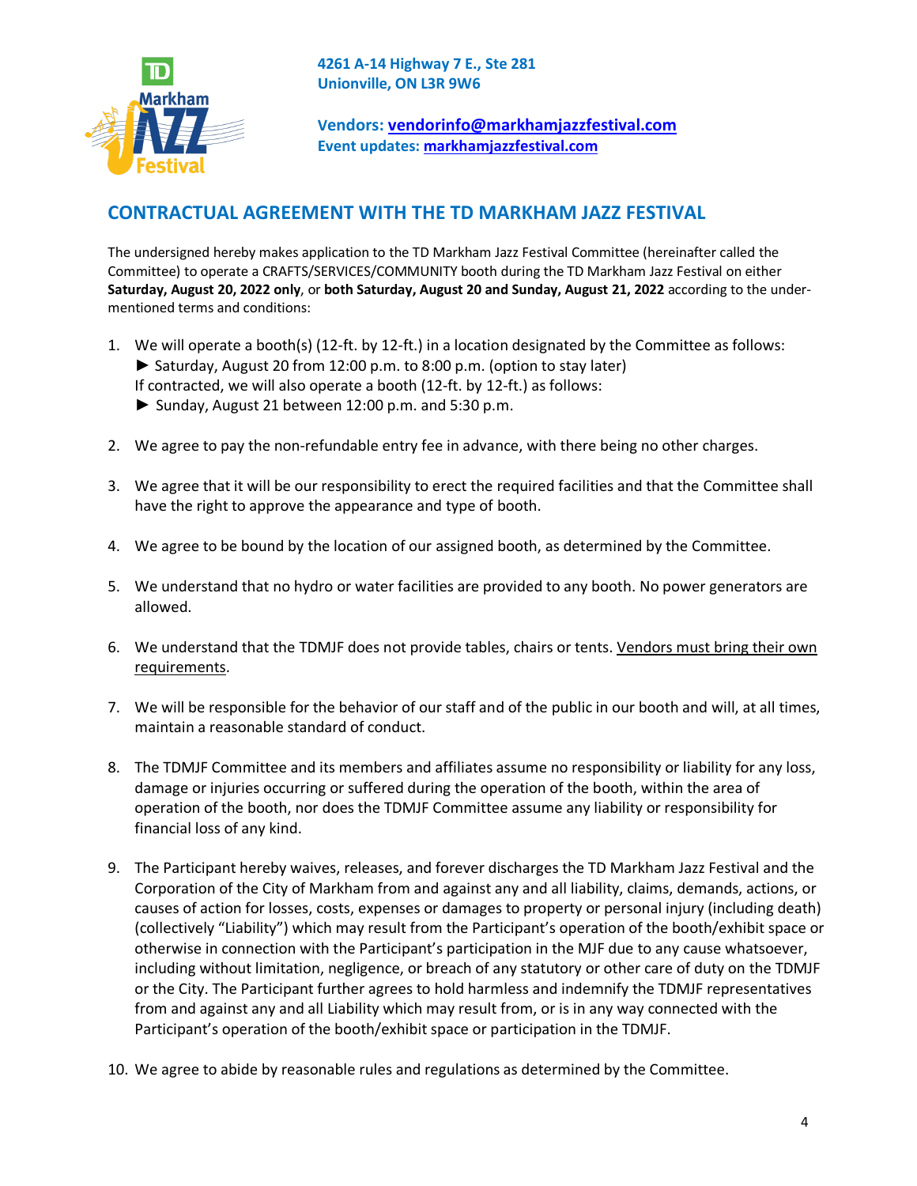4261 A-14 Highway 7 E., Ste 281
Unionville, ON L3R 9W6

Vendors: [vendorinfo@markhamjazzfestival.com](mailto:vendorinfo@markhamjazzfestival.com)
Event updates: [markhamjazzfestival.com](markhamjazzfestival.com)

## CONTRACTUAL AGREEMENT WITH THE TD MARKHAM JAZZ FESTIVAL

The undersigned hereby makes application to the TD Markham Jazz Festival Committee (hereinafter called the Committee) to operate a CRAFTS/SERVICES/COMMUNITY booth during the TD Markham Jazz Festival on either **Saturday, August 20, 2022 only**, or **both Saturday, August 20 and Sunday, August 21, 2022** according to the under-mentioned terms and conditions:

1. We will operate a booth(s) (12-ft. by 12-ft.) in a location designated by the Committee as follows:
   ► Saturday, August 20 from 12:00 p.m. to 8:00 p.m. (option to stay later)
   If contracted, we will also operate a booth (12-ft. by 12-ft.) as follows:
   ► Sunday, August 21 between 12:00 p.m. and 5:30 p.m.

2. We agree to pay the non-refundable entry fee in advance, with there being no other charges.

3. We agree that it will be our responsibility to erect the required facilities and that the Committee shall have the right to approve the appearance and type of booth.

4. We agree to be bound by the location of our assigned booth, as determined by the Committee.

5. We understand that no hydro or water facilities are provided to any booth. No power generators are allowed.

6. We understand that the TDMJF does not provide tables, chairs or tents. <u>Vendors must bring their own requirements</u>.

7. We will be responsible for the behavior of our staff and of the public in our booth and will, at all times, maintain a reasonable standard of conduct.

8. The TDMJF Committee and its members and affiliates assume no responsibility or liability for any loss, damage or injuries occurring or suffered during the operation of the booth, within the area of operation of the booth, nor does the TDMJF Committee assume any liability or responsibility for financial loss of any kind.

9. The Participant hereby waives, releases, and forever discharges the TD Markham Jazz Festival and the Corporation of the City of Markham from and against any and all liability, claims, demands, actions, or causes of action for losses, costs, expenses or damages to property or personal injury (including death) (collectively "Liability") which may result from the Participant's operation of the booth/exhibit space or otherwise in connection with the Participant's participation in the MJF due to any cause whatsoever, including without limitation, negligence, or breach of any statutory or other care of duty on the TDMJF or the City. The Participant further agrees to hold harmless and indemnify the TDMJF representatives from and against any and all Liability which may result from, or is in any way connected with the Participant's operation of the booth/exhibit space or participation in the TDMJF.

10. We agree to abide by reasonable rules and regulations as determined by the Committee.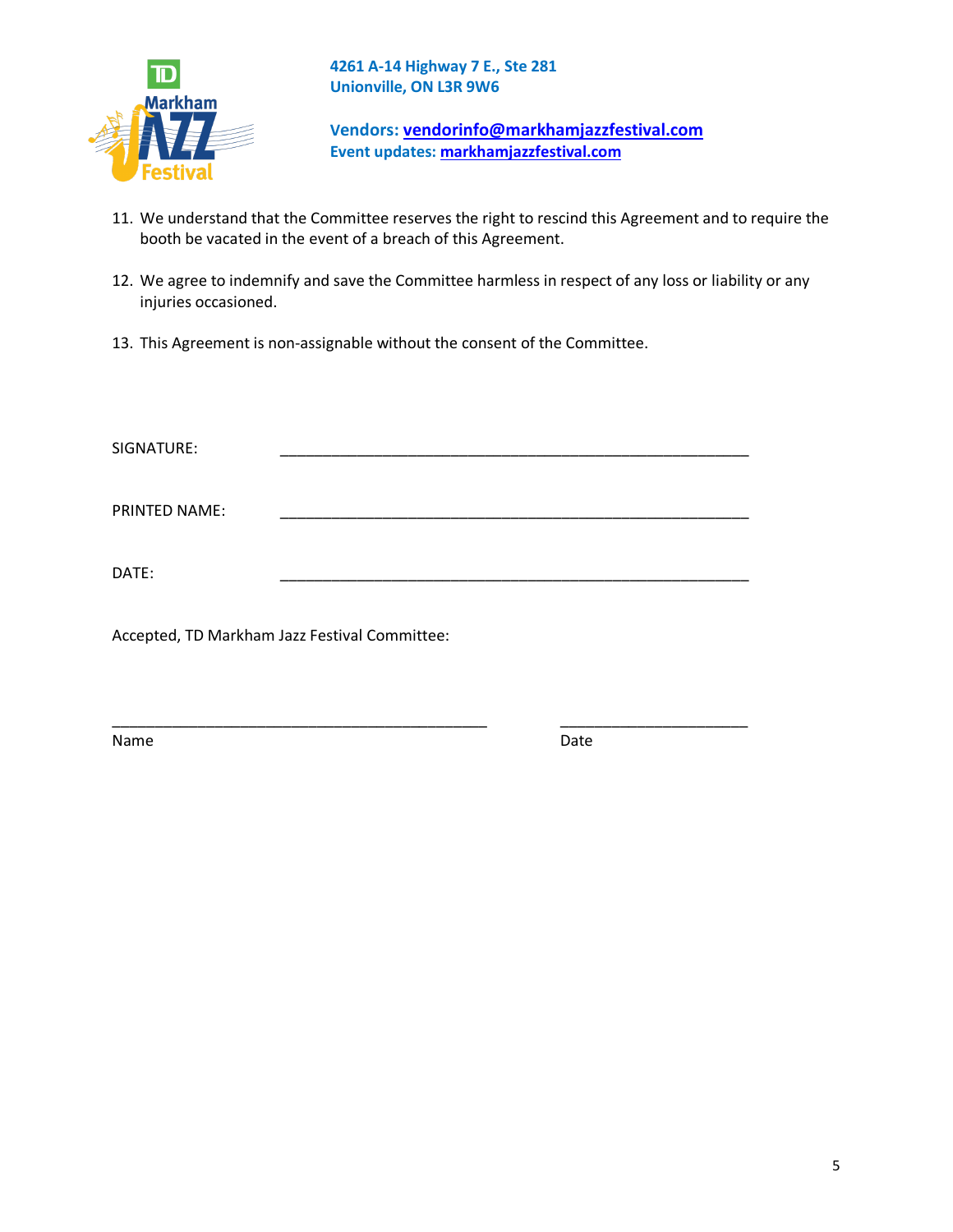4261 A-14 Highway 7 E., Ste 281
Unionville, ON L3R 9W6

Vendors: vendorinfo@markhamjazzfestival.com
Event updates: markhamjazzfestival.com

11. We understand that the Committee reserves the right to rescind this Agreement and to require the booth be vacated in the event of a breach of this Agreement.

12. We agree to indemnify and save the Committee harmless in respect of any loss or liability or any injuries occasioned.

13. This Agreement is non-assignable without the consent of the Committee.

SIGNATURE: ___________________________________________________________

PRINTED NAME: ___________________________________________________________

DATE: ___________________________________________________________

Accepted, TD Markham Jazz Festival Committee:

________________________________________________ ________________________

Name Date